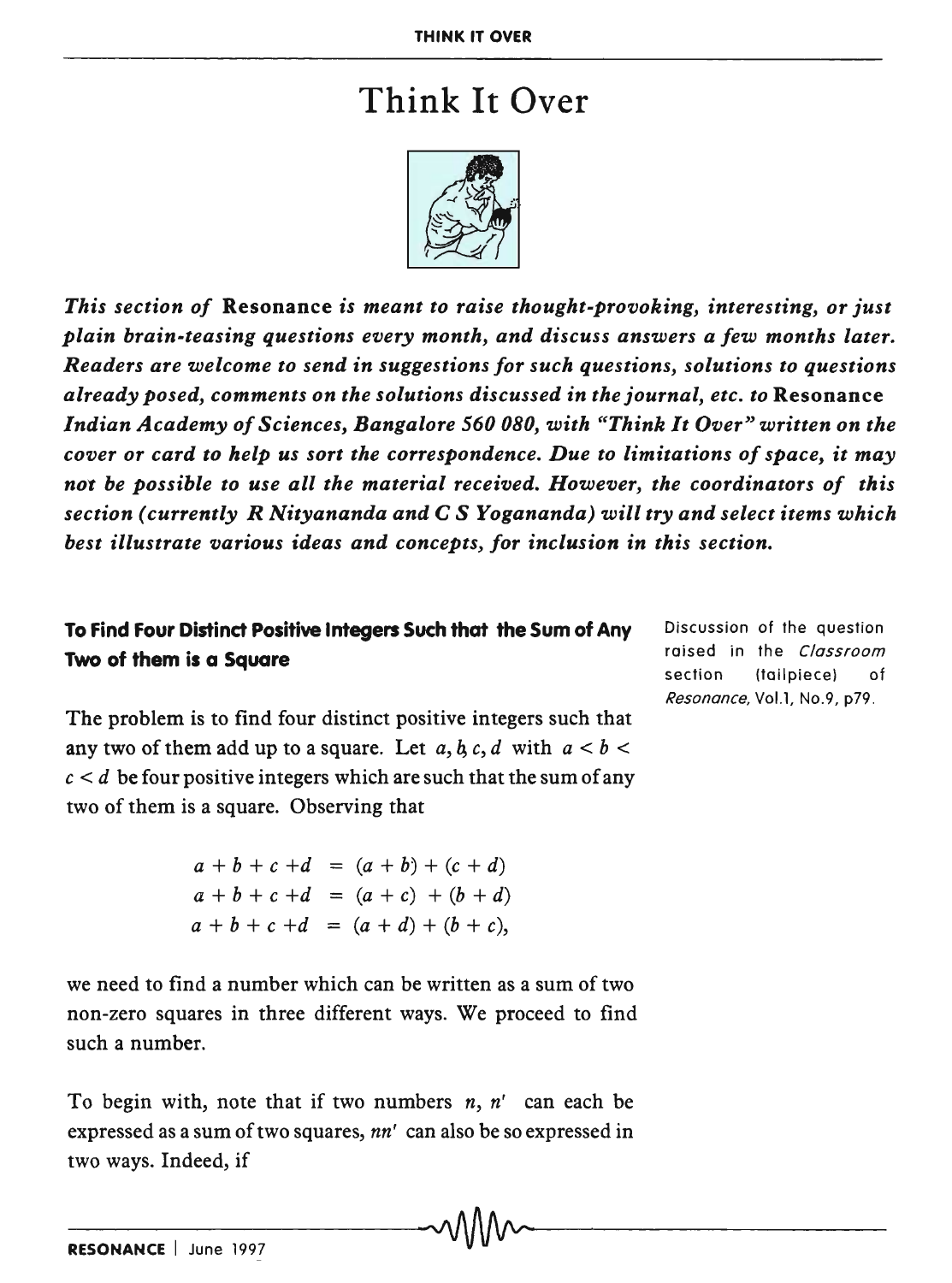# Think It Over

***This section of* Resonance *is meant to raise thought-provoking, interesting, or just plain brain-teasing questions every month, and discuss answers a few months later. Readers are welcome to send in suggestions for such questions, solutions to questions already posed, comments on the solutions discussed in the journal, etc. to* Resonance *Indian Academy of Sciences, Bangalore 560 080, with "Think It Over" written on the cover or card to help us sort the correspondence. Due to limitations of space, it may not be possible to use all the material received. However, the coordinators of this section (currently R Nityananda and C S Yogananda) will try and select items which best illustrate various ideas and concepts, for inclusion in this section.***

## To Find Four Distinct Positive Integers Such that the Sum of Any Two of them is a Square

Discussion of the question raised in the *Classroom* section (tailpiece) of *Resonance*, Vol.1, No.9, p79.

The problem is to find four distinct positive integers such that any two of them add up to a square. Let $a, b, c, d$ with $a < b < c < d$ be four positive integers which are such that the sum of any two of them is a square. Observing that

$$
\begin{aligned}
a + b + c + d &= (a + b) + (c + d) \\
a + b + c + d &= (a + c) + (b + d) \\
a + b + c + d &= (a + d) + (b + c),
\end{aligned}
$$

we need to find a number which can be written as a sum of two non-zero squares in three different ways. We proceed to find such a number.

To begin with, note that if two numbers $n, n'$ can each be expressed as a sum of two squares, $nn'$ can also be so expressed in two ways. Indeed, if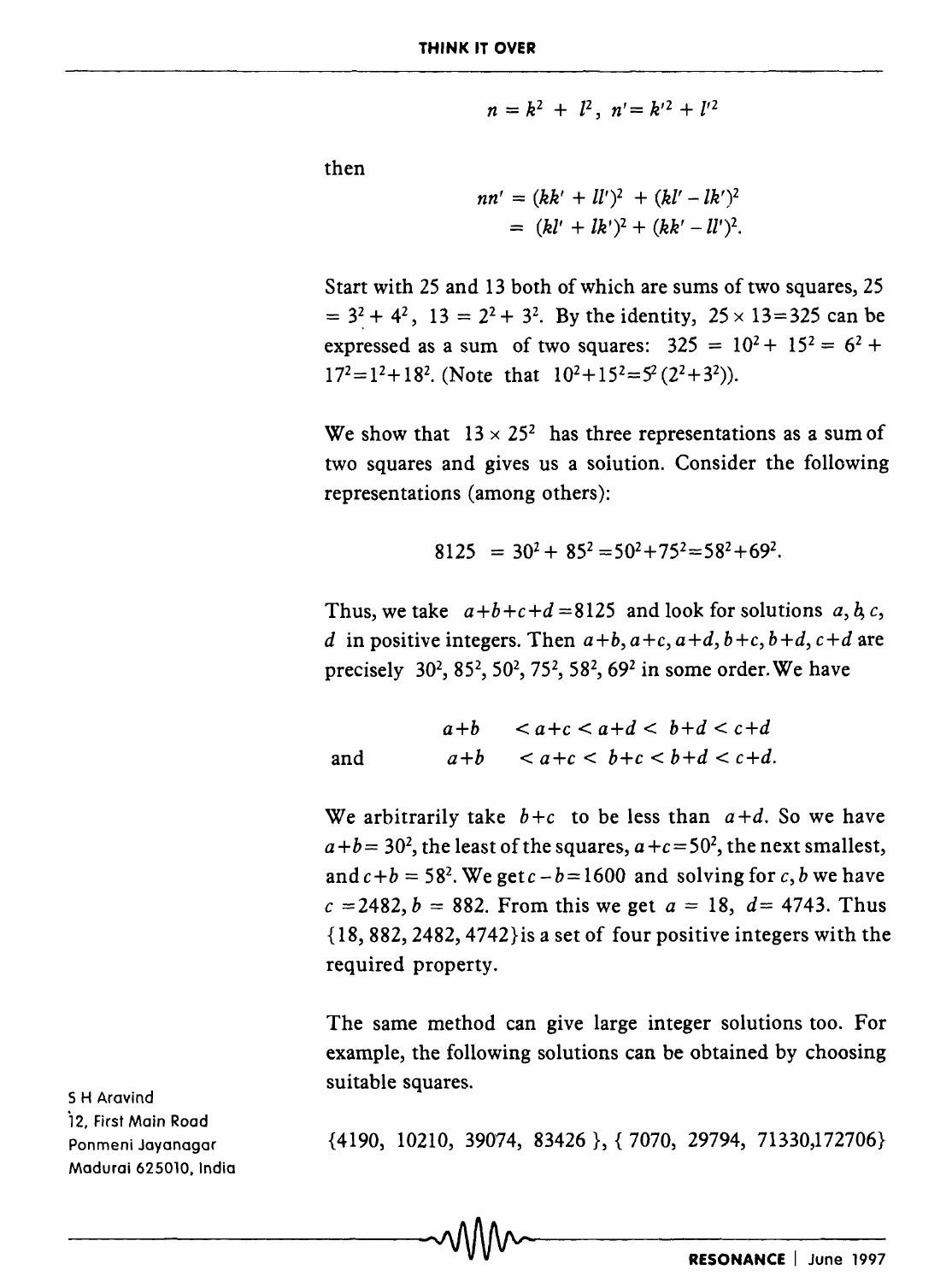$$n = k^2 + l^2, \; n' = k'^2 + l'^2$$

then

$$nn' = (kk' + ll')^2 + (kl' - lk')^2$$
$$= (kl' + lk')^2 + (kk' - ll')^2.$$

Start with 25 and 13 both of which are sums of two squares, $25 = 3^2 + 4^2$, $13 = 2^2 + 3^2$. By the identity, $25 \times 13 = 325$ can be expressed as a sum of two squares: $325 = 10^2 + 15^2 = 6^2 + 17^2 = 1^2 + 18^2$. (Note that $10^2 + 15^2 = 5^2(2^2 + 3^2)$).

We show that $13 \times 25^2$ has three representations as a sum of two squares and gives us a solution. Consider the following representations (among others):

$$8125 = 30^2 + 85^2 = 50^2 + 75^2 = 58^2 + 69^2.$$

Thus, we take $a+b+c+d = 8125$ and look for solutions $a, b, c, d$ in positive integers. Then $a+b, a+c, a+d, b+c, b+d, c+d$ are precisely $30^2, 85^2, 50^2, 75^2, 58^2, 69^2$ in some order. We have

$$a+b < a+c < a+d < b+d < c+d$$

and

$$a+b < a+c < b+c < b+d < c+d.$$

We arbitrarily take $b+c$ to be less than $a+d$. So we have $a+b = 30^2$, the least of the squares, $a+c = 50^2$, the next smallest, and $c+b = 58^2$. We get $c-b = 1600$ and solving for $c, b$ we have $c = 2482$, $b = 882$. From this we get $a = 18$, $d = 4743$. Thus $\{18, 882, 2482, 4742\}$ is a set of four positive integers with the required property.

The same method can give large integer solutions too. For example, the following solutions can be obtained by choosing suitable squares.

$\{4190, 10210, 39074, 83426\}$, $\{7070, 29794, 71330, 172706\}$

S H Aravind
12, First Main Road
Ponmeni Jayanagar
Madurai 625010, India